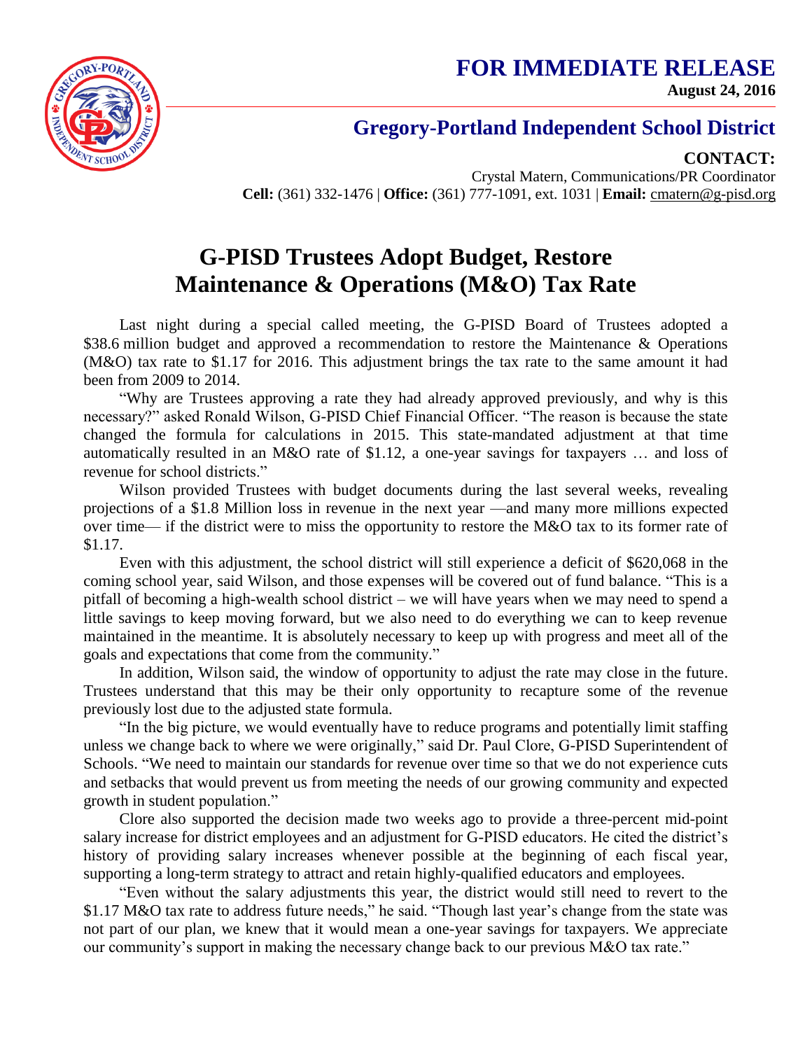**FOR IMMEDIATE RELEASE**

**August 24, 2016**

## Gregory-Portland Independent School District

**CONTACT:**
Crystal Matern, Communications/PR Coordinator
**Cell:** (361) 332-1476 | **Office:** (361) 777-1091, ext. 1031 | **Email:** cmatern@g-pisd.org

# G-PISD Trustees Adopt Budget, Restore Maintenance & Operations (M&O) Tax Rate

Last night during a special called meeting, the G-PISD Board of Trustees adopted a \$38.6 million budget and approved a recommendation to restore the Maintenance & Operations (M&O) tax rate to \$1.17 for 2016. This adjustment brings the tax rate to the same amount it had been from 2009 to 2014.

"Why are Trustees approving a rate they had already approved previously, and why is this necessary?" asked Ronald Wilson, G-PISD Chief Financial Officer. "The reason is because the state changed the formula for calculations in 2015. This state-mandated adjustment at that time automatically resulted in an M&O rate of \$1.12, a one-year savings for taxpayers … and loss of revenue for school districts."

Wilson provided Trustees with budget documents during the last several weeks, revealing projections of a \$1.8 Million loss in revenue in the next year —and many more millions expected over time— if the district were to miss the opportunity to restore the M&O tax to its former rate of \$1.17.

Even with this adjustment, the school district will still experience a deficit of \$620,068 in the coming school year, said Wilson, and those expenses will be covered out of fund balance. "This is a pitfall of becoming a high-wealth school district – we will have years when we may need to spend a little savings to keep moving forward, but we also need to do everything we can to keep revenue maintained in the meantime. It is absolutely necessary to keep up with progress and meet all of the goals and expectations that come from the community."

In addition, Wilson said, the window of opportunity to adjust the rate may close in the future. Trustees understand that this may be their only opportunity to recapture some of the revenue previously lost due to the adjusted state formula.

"In the big picture, we would eventually have to reduce programs and potentially limit staffing unless we change back to where we were originally," said Dr. Paul Clore, G-PISD Superintendent of Schools. "We need to maintain our standards for revenue over time so that we do not experience cuts and setbacks that would prevent us from meeting the needs of our growing community and expected growth in student population."

Clore also supported the decision made two weeks ago to provide a three-percent mid-point salary increase for district employees and an adjustment for G-PISD educators. He cited the district's history of providing salary increases whenever possible at the beginning of each fiscal year, supporting a long-term strategy to attract and retain highly-qualified educators and employees.

"Even without the salary adjustments this year, the district would still need to revert to the \$1.17 M&O tax rate to address future needs," he said. "Though last year's change from the state was not part of our plan, we knew that it would mean a one-year savings for taxpayers. We appreciate our community's support in making the necessary change back to our previous M&O tax rate."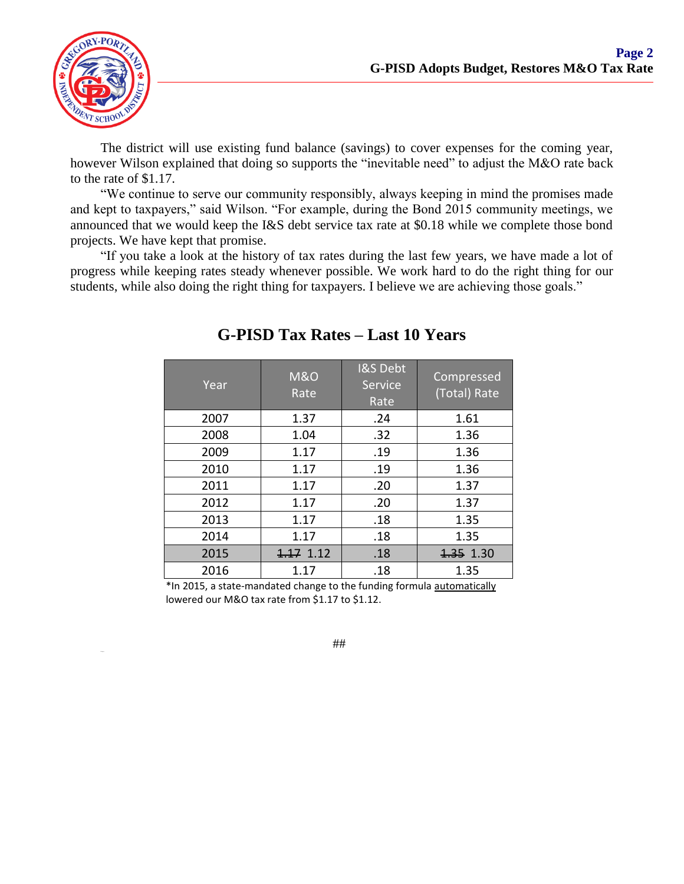The district will use existing fund balance (savings) to cover expenses for the coming year, however Wilson explained that doing so supports the "inevitable need" to adjust the M&O rate back to the rate of $1.17.

"We continue to serve our community responsibly, always keeping in mind the promises made and kept to taxpayers," said Wilson. "For example, during the Bond 2015 community meetings, we announced that we would keep the I&S debt service tax rate at $0.18 while we complete those bond projects. We have kept that promise.

"If you take a look at the history of tax rates during the last few years, we have made a lot of progress while keeping rates steady whenever possible. We work hard to do the right thing for our students, while also doing the right thing for taxpayers. I believe we are achieving those goals."

## G-PISD Tax Rates – Last 10 Years

| Year | M&O Rate | I&S Debt Service Rate | Compressed (Total) Rate |
|---|---|---|---|
| 2007 | 1.37 | .24 | 1.61 |
| 2008 | 1.04 | .32 | 1.36 |
| 2009 | 1.17 | .19 | 1.36 |
| 2010 | 1.17 | .19 | 1.36 |
| 2011 | 1.17 | .20 | 1.37 |
| 2012 | 1.17 | .20 | 1.37 |
| 2013 | 1.17 | .18 | 1.35 |
| 2014 | 1.17 | .18 | 1.35 |
| 2015 | ~~1.17~~ 1.12 | .18 | ~~1.35~~ 1.30 |
| 2016 | 1.17 | .18 | 1.35 |

*In 2015, a state-mandated change to the funding formula automatically lowered our M&O tax rate from $1.17 to $1.12.

##